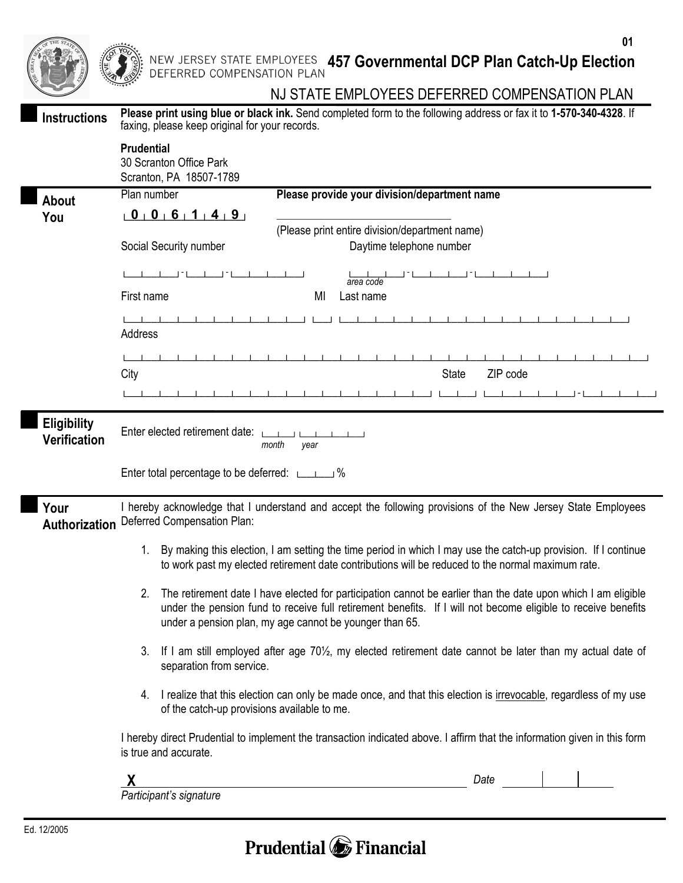01

NEW JERSEY STATE EMPLOYEES DEFERRED COMPENSATION PLAN

# 457 Governmental DCP Plan Catch-Up Election

## NJ STATE EMPLOYEES DEFERRED COMPENSATION PLAN

## Instructions

**Please print using blue or black ink.** Send completed form to the following address or fax it to **1-570-340-4328**. If faxing, please keep original for your records.

**Prudential**
30 Scranton Office Park
Scranton, PA 18507-1789

## About You

Plan number: **0 0 6 1 4 9**

**Please provide your division/department name**

_______________________________
(Please print entire division/department name)

Social Security number: ___-__-____

Daytime telephone number: ___-___-____ (area code)

First name: ____________ MI: __ Last name: ____________

Address: ____________________________

City: ____________ State: __ ZIP code: _____-____

## Eligibility Verification

Enter elected retirement date: __ (month) ____ (year)

Enter total percentage to be deferred: ___%

## Your Authorization

I hereby acknowledge that I understand and accept the following provisions of the New Jersey State Employees Deferred Compensation Plan:

1. By making this election, I am setting the time period in which I may use the catch-up provision. If I continue to work past my elected retirement date contributions will be reduced to the normal maximum rate.
2. The retirement date I have elected for participation cannot be earlier than the date upon which I am eligible under the pension fund to receive full retirement benefits. If I will not become eligible to receive benefits under a pension plan, my age cannot be younger than 65.
3. If I am still employed after age 70½, my elected retirement date cannot be later than my actual date of separation from service.
4. I realize that this election can only be made once, and that this election is irrevocable, regardless of my use of the catch-up provisions available to me.

I hereby direct Prudential to implement the transaction indicated above. I affirm that the information given in this form is true and accurate.

**X** ______________________________ *Date* ____/____/____
*Participant's signature*

Ed. 12/2005

Prudential Financial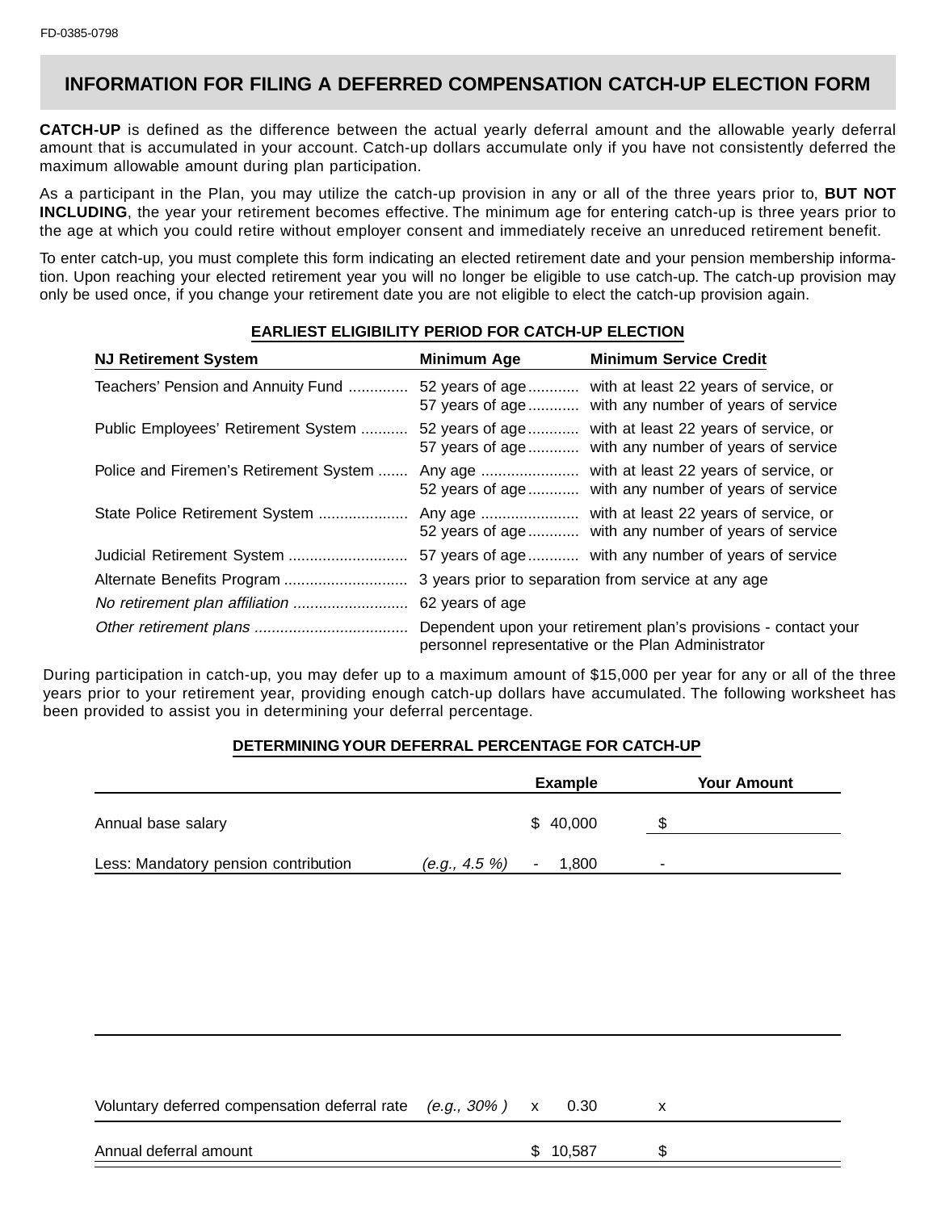FD-0385-0798

## INFORMATION FOR FILING A DEFERRED COMPENSATION CATCH-UP ELECTION FORM

**CATCH-UP** is defined as the difference between the actual yearly deferral amount and the allowable yearly deferral amount that is accumulated in your account. Catch-up dollars accumulate only if you have not consistently deferred the maximum allowable amount during plan participation.

As a participant in the Plan, you may utilize the catch-up provision in any or all of the three years prior to, **BUT NOT INCLUDING**, the year your retirement becomes effective. The minimum age for entering catch-up is three years prior to the age at which you could retire without employer consent and immediately receive an unreduced retirement benefit.

To enter catch-up, you must complete this form indicating an elected retirement date and your pension membership information. Upon reaching your elected retirement year you will no longer be eligible to use catch-up. The catch-up provision may only be used once, if you change your retirement date you are not eligible to elect the catch-up provision again.

### EARLIEST ELIGIBILITY PERIOD FOR CATCH-UP ELECTION

| NJ Retirement System | Minimum Age | Minimum Service Credit |
|---|---|---|
| Teachers' Pension and Annuity Fund | 52 years of age | with at least 22 years of service, or |
| | 57 years of age | with any number of years of service |
| Public Employees' Retirement System | 52 years of age | with at least 22 years of service, or |
| | 57 years of age | with any number of years of service |
| Police and Firemen's Retirement System | Any age | with at least 22 years of service, or |
| | 52 years of age | with any number of years of service |
| State Police Retirement System | Any age | with at least 22 years of service, or |
| | 52 years of age | with any number of years of service |
| Judicial Retirement System | 57 years of age | with any number of years of service |
| Alternate Benefits Program | 3 years prior to separation from service at any age | |
| *No retirement plan affiliation* | 62 years of age | |
| *Other retirement plans* | Dependent upon your retirement plan's provisions - contact your personnel representative or the Plan Administrator | |

During participation in catch-up, you may defer up to a maximum amount of $15,000 per year for any or all of the three years prior to your retirement year, providing enough catch-up dollars have accumulated. The following worksheet has been provided to assist you in determining your deferral percentage.

### DETERMINING YOUR DEFERRAL PERCENTAGE FOR CATCH-UP

| | | Example | Your Amount |
|---|---|---|---|
| Annual base salary | | $ 40,000 | $ |
| Less: Mandatory pension contribution | *(e.g., 4.5 %)* | - 1,800 | - |
| | | | |
| Voluntary deferred compensation deferral rate | *(e.g., 30% )* | x 0.30 | x |
| Annual deferral amount | | $ 10,587 | $ |